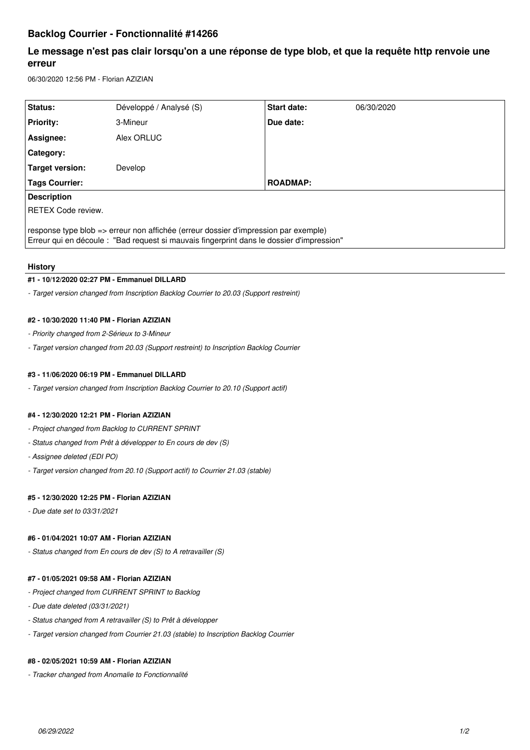# Backlog Courrier - Fonctionnalité #14266

## Le message n'est pas clair lorsqu'on a une réponse de type blob, et que la requête http renvoie une erreur

06/30/2020 12:56 PM - Florian AZIZIAN

| | | | |
|---|---|---|---|
| **Status:** | Développé / Analysé (S) | **Start date:** | 06/30/2020 |
| **Priority:** | 3-Mineur | **Due date:** | |
| **Assignee:** | Alex ORLUC | | |
| **Category:** | | | |
| **Target version:** | Develop | | |
| **Tags Courrier:** | | **ROADMAP:** | |

**Description**

RETEX Code review.

response type blob => erreur non affichée (erreur dossier d'impression par exemple)
Erreur qui en découle : "Bad request si mauvais fingerprint dans le dossier d'impression"

### History

#### #1 - 10/12/2020 02:27 PM - Emmanuel DILLARD

*- Target version changed from Inscription Backlog Courrier to 20.03 (Support restreint)*

#### #2 - 10/30/2020 11:40 PM - Florian AZIZIAN

*- Priority changed from 2-Sérieux to 3-Mineur*

*- Target version changed from 20.03 (Support restreint) to Inscription Backlog Courrier*

#### #3 - 11/06/2020 06:19 PM - Emmanuel DILLARD

*- Target version changed from Inscription Backlog Courrier to 20.10 (Support actif)*

#### #4 - 12/30/2020 12:21 PM - Florian AZIZIAN

*- Project changed from Backlog to CURRENT SPRINT*

*- Status changed from Prêt à développer to En cours de dev (S)*

*- Assignee deleted (EDI PO)*

*- Target version changed from 20.10 (Support actif) to Courrier 21.03 (stable)*

#### #5 - 12/30/2020 12:25 PM - Florian AZIZIAN

*- Due date set to 03/31/2021*

#### #6 - 01/04/2021 10:07 AM - Florian AZIZIAN

*- Status changed from En cours de dev (S) to A retravailler (S)*

#### #7 - 01/05/2021 09:58 AM - Florian AZIZIAN

*- Project changed from CURRENT SPRINT to Backlog*

*- Due date deleted (03/31/2021)*

*- Status changed from A retravailler (S) to Prêt à développer*

*- Target version changed from Courrier 21.03 (stable) to Inscription Backlog Courrier*

#### #8 - 02/05/2021 10:59 AM - Florian AZIZIAN

*- Tracker changed from Anomalie to Fonctionnalité*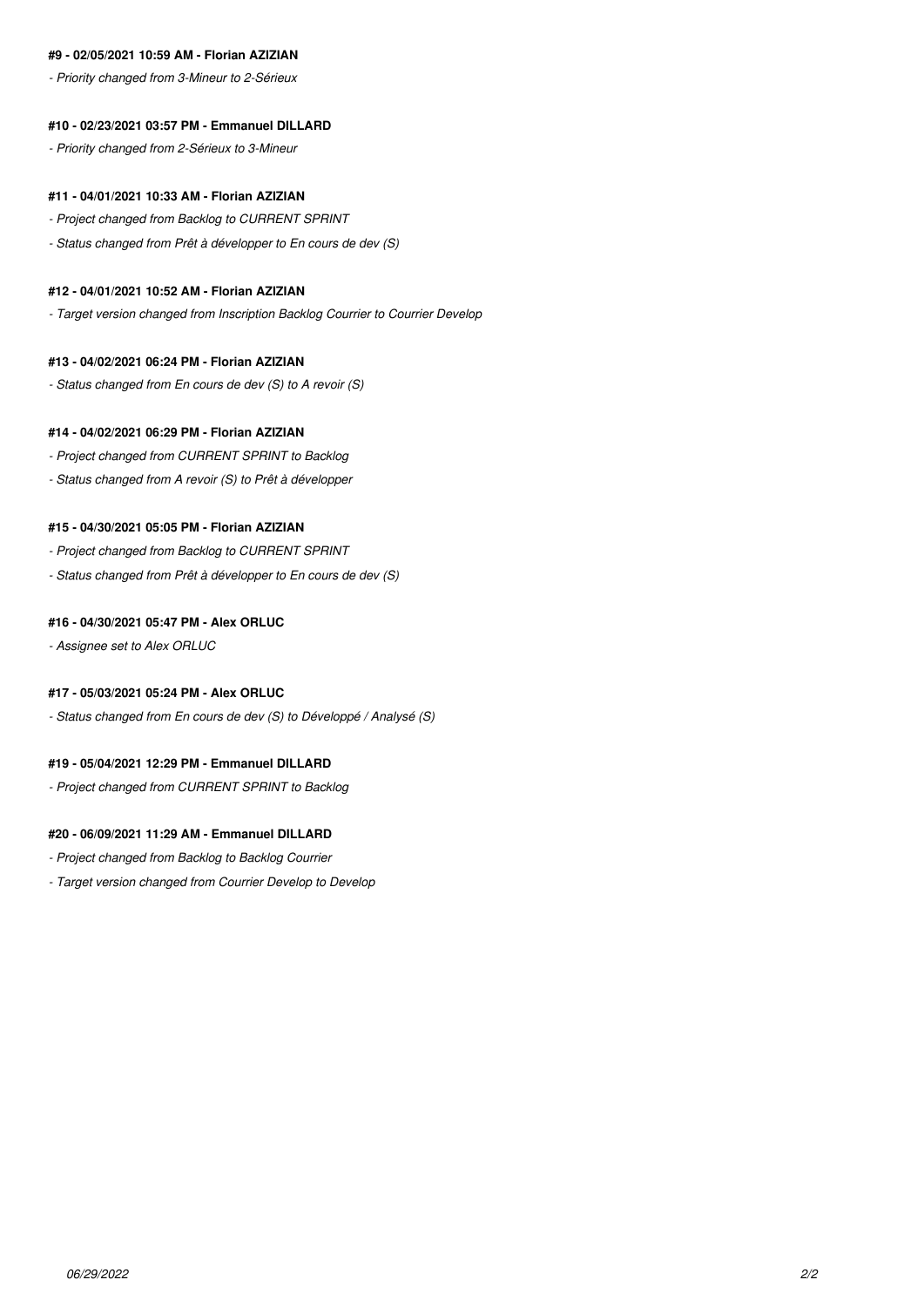**#9 - 02/05/2021 10:59 AM - Florian AZIZIAN**

*- Priority changed from 3-Mineur to 2-Sérieux*

**#10 - 02/23/2021 03:57 PM - Emmanuel DILLARD**

*- Priority changed from 2-Sérieux to 3-Mineur*

**#11 - 04/01/2021 10:33 AM - Florian AZIZIAN**

*- Project changed from Backlog to CURRENT SPRINT*

*- Status changed from Prêt à développer to En cours de dev (S)*

**#12 - 04/01/2021 10:52 AM - Florian AZIZIAN**

*- Target version changed from Inscription Backlog Courrier to Courrier Develop*

**#13 - 04/02/2021 06:24 PM - Florian AZIZIAN**

*- Status changed from En cours de dev (S) to A revoir (S)*

**#14 - 04/02/2021 06:29 PM - Florian AZIZIAN**

*- Project changed from CURRENT SPRINT to Backlog*

*- Status changed from A revoir (S) to Prêt à développer*

**#15 - 04/30/2021 05:05 PM - Florian AZIZIAN**

*- Project changed from Backlog to CURRENT SPRINT*

*- Status changed from Prêt à développer to En cours de dev (S)*

**#16 - 04/30/2021 05:47 PM - Alex ORLUC**

*- Assignee set to Alex ORLUC*

**#17 - 05/03/2021 05:24 PM - Alex ORLUC**

*- Status changed from En cours de dev (S) to Développé / Analysé (S)*

**#19 - 05/04/2021 12:29 PM - Emmanuel DILLARD**

*- Project changed from CURRENT SPRINT to Backlog*

**#20 - 06/09/2021 11:29 AM - Emmanuel DILLARD**

*- Project changed from Backlog to Backlog Courrier*

*- Target version changed from Courrier Develop to Develop*